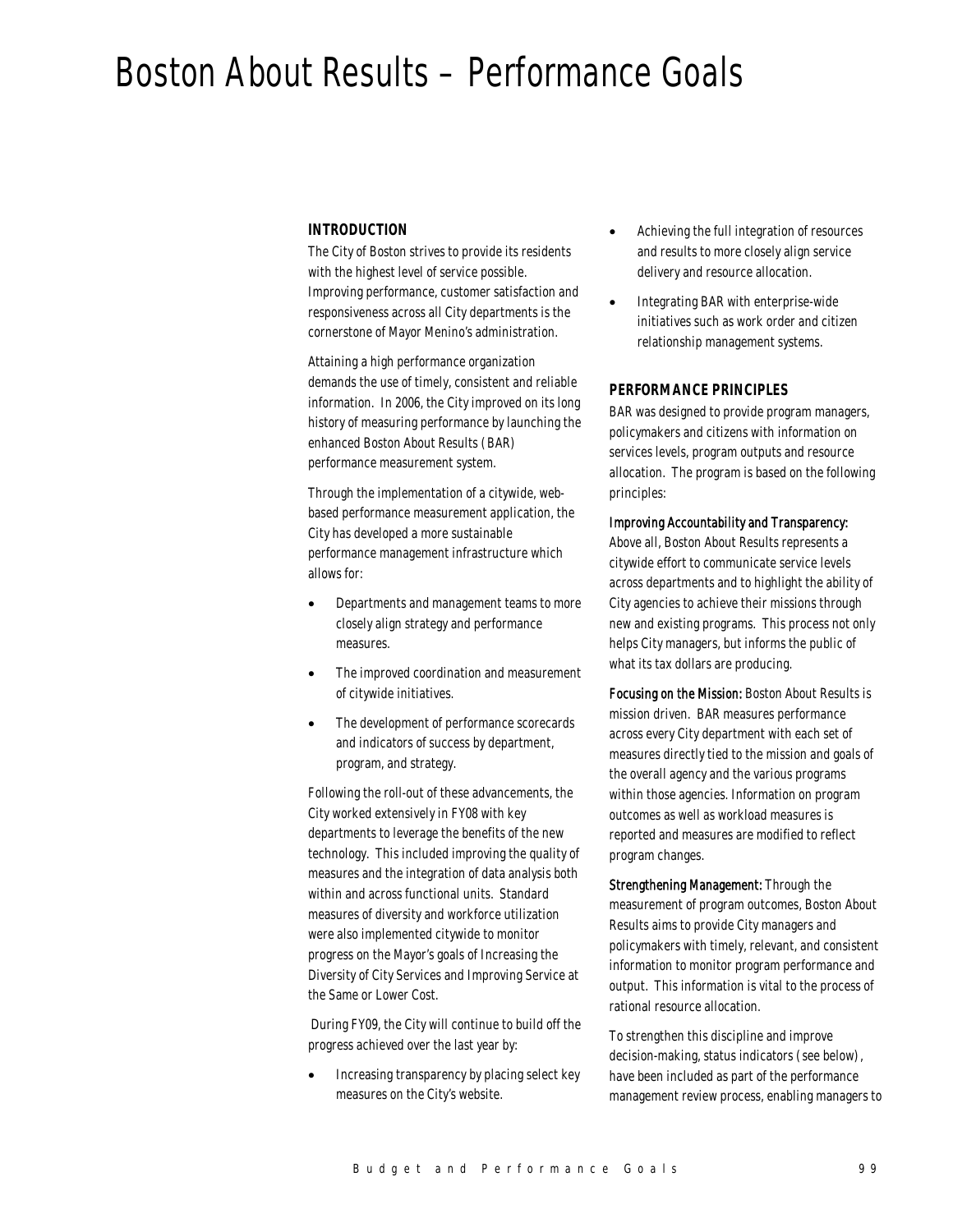# Boston About Results – Performance Goals

## INTRODUCTION

The City of Boston strives to provide its residents with the highest level of service possible. Improving performance, customer satisfaction and responsiveness across all City departments is the cornerstone of Mayor Menino's administration.

Attaining a high performance organization demands the use of timely, consistent and reliable information. In 2006, the City improved on its long history of measuring performance by launching the enhanced Boston About Results (BAR) performance measurement system.

Through the implementation of a citywide, web-based performance measurement application, the City has developed a more sustainable performance management infrastructure which allows for:

- Departments and management teams to more closely align strategy and performance measures.
- The improved coordination and measurement of citywide initiatives.
- The development of performance scorecards and indicators of success by department, program, and strategy.

Following the roll-out of these advancements, the City worked extensively in FY08 with key departments to leverage the benefits of the new technology. This included improving the quality of measures and the integration of data analysis both within and across functional units. Standard measures of diversity and workforce utilization were also implemented citywide to monitor progress on the Mayor's goals of Increasing the Diversity of City Services and Improving Service at the Same or Lower Cost.

During FY09, the City will continue to build off the progress achieved over the last year by:

- Increasing transparency by placing select key measures on the City's website.
- Achieving the full integration of resources and results to more closely align service delivery and resource allocation.
- Integrating BAR with enterprise-wide initiatives such as work order and citizen relationship management systems.

## PERFORMANCE PRINCIPLES

BAR was designed to provide program managers, policymakers and citizens with information on services levels, program outputs and resource allocation. The program is based on the following principles:

*Improving Accountability and Transparency:* Above all, Boston About Results represents a citywide effort to communicate service levels across departments and to highlight the ability of City agencies to achieve their missions through new and existing programs. This process not only helps City managers, but informs the public of what its tax dollars are producing.

*Focusing on the Mission:* Boston About Results is mission driven. BAR measures performance across every City department with each set of measures directly tied to the mission and goals of the overall agency and the various programs within those agencies. Information on program outcomes as well as workload measures is reported and measures are modified to reflect program changes.

*Strengthening Management:* Through the measurement of program outcomes, Boston About Results aims to provide City managers and policymakers with timely, relevant, and consistent information to monitor program performance and output. This information is vital to the process of rational resource allocation.

To strengthen this discipline and improve decision-making, status indicators (see below), have been included as part of the performance management review process, enabling managers to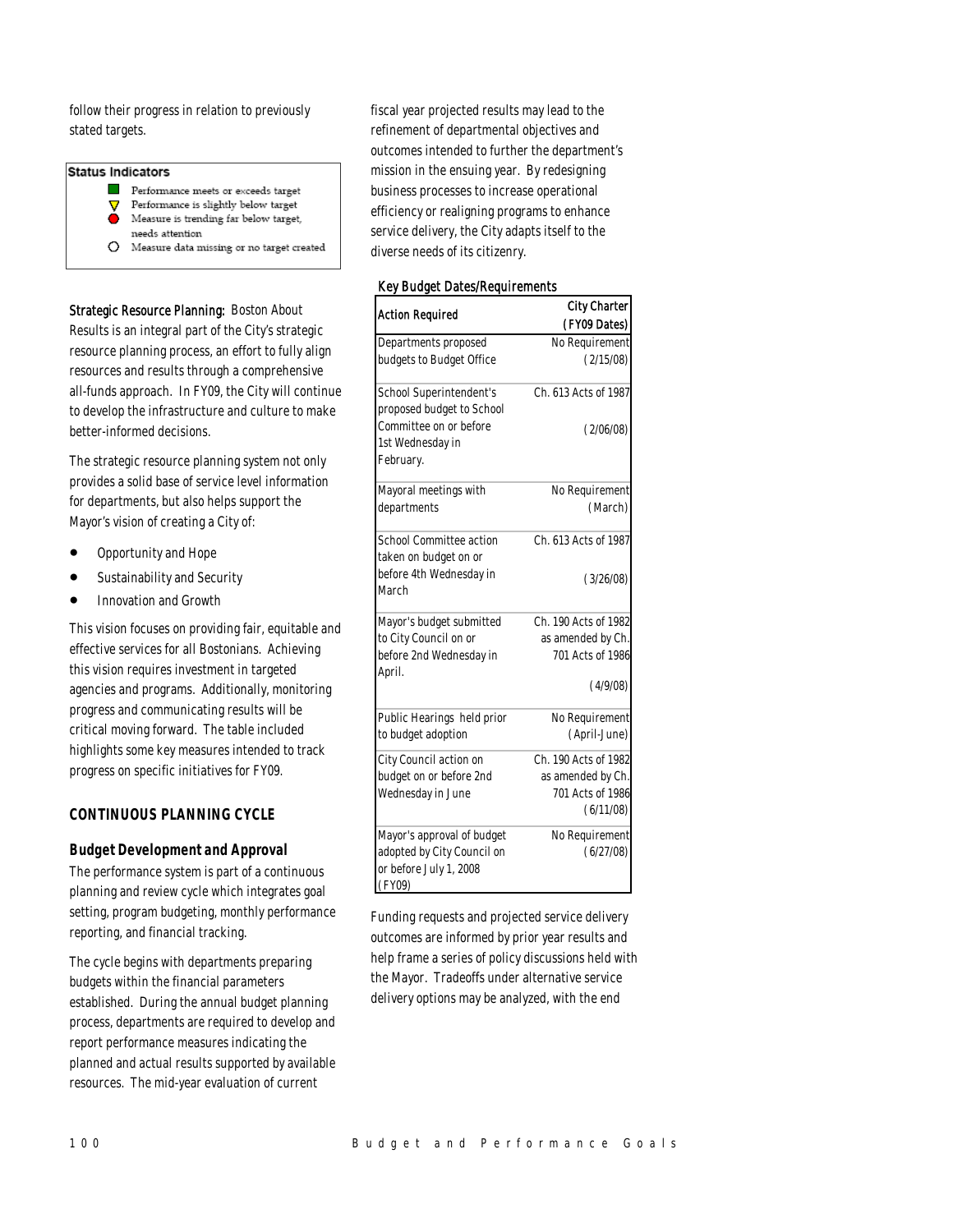follow their progress in relation to previously stated targets.

**Status Indicators**

- ■ Performance meets or exceeds target
- ▽ Performance is slightly below target
- ● Measure is trending far below target, needs attention
- ○ Measure data missing or no target created

**Strategic Resource Planning:** Boston About Results is an integral part of the City's strategic resource planning process, an effort to fully align resources and results through a comprehensive all-funds approach. In FY09, the City will continue to develop the infrastructure and culture to make better-informed decisions.

The strategic resource planning system not only provides a solid base of service level information for departments, but also helps support the Mayor's vision of creating a City of:

- Opportunity and Hope
- Sustainability and Security
- Innovation and Growth

This vision focuses on providing fair, equitable and effective services for all Bostonians. Achieving this vision requires investment in targeted agencies and programs. Additionally, monitoring progress and communicating results will be critical moving forward. The table included highlights some key measures intended to track progress on specific initiatives for FY09.

## CONTINUOUS PLANNING CYCLE

### Budget Development and Approval

The performance system is part of a continuous planning and review cycle which integrates goal setting, program budgeting, monthly performance reporting, and financial tracking.

The cycle begins with departments preparing budgets within the financial parameters established. During the annual budget planning process, departments are required to develop and report performance measures indicating the planned and actual results supported by available resources. The mid-year evaluation of current fiscal year projected results may lead to the refinement of departmental objectives and outcomes intended to further the department's mission in the ensuing year. By redesigning business processes to increase operational efficiency or realigning programs to enhance service delivery, the City adapts itself to the diverse needs of its citizenry.

**Key Budget Dates/Requirements**

| Action Required | City Charter (FY09 Dates) |
|---|---|
| Departments proposed budgets to Budget Office | No Requirement (2/15/08) |
| School Superintendent's proposed budget to School Committee on or before 1st Wednesday in February. | Ch. 613 Acts of 1987 (2/06/08) |
| Mayoral meetings with departments | No Requirement (March) |
| School Committee action taken on budget on or before 4th Wednesday in March | Ch. 613 Acts of 1987 (3/26/08) |
| Mayor's budget submitted to City Council on or before 2nd Wednesday in April. | Ch. 190 Acts of 1982 as amended by Ch. 701 Acts of 1986 (4/9/08) |
| Public Hearings held prior to budget adoption | No Requirement (April-June) |
| City Council action on budget on or before 2nd Wednesday in June | Ch. 190 Acts of 1982 as amended by Ch. 701 Acts of 1986 (6/11/08) |
| Mayor's approval of budget adopted by City Council on or before July 1, 2008 (FY09) | No Requirement (6/27/08) |

Funding requests and projected service delivery outcomes are informed by prior year results and help frame a series of policy discussions held with the Mayor. Tradeoffs under alternative service delivery options may be analyzed, with the end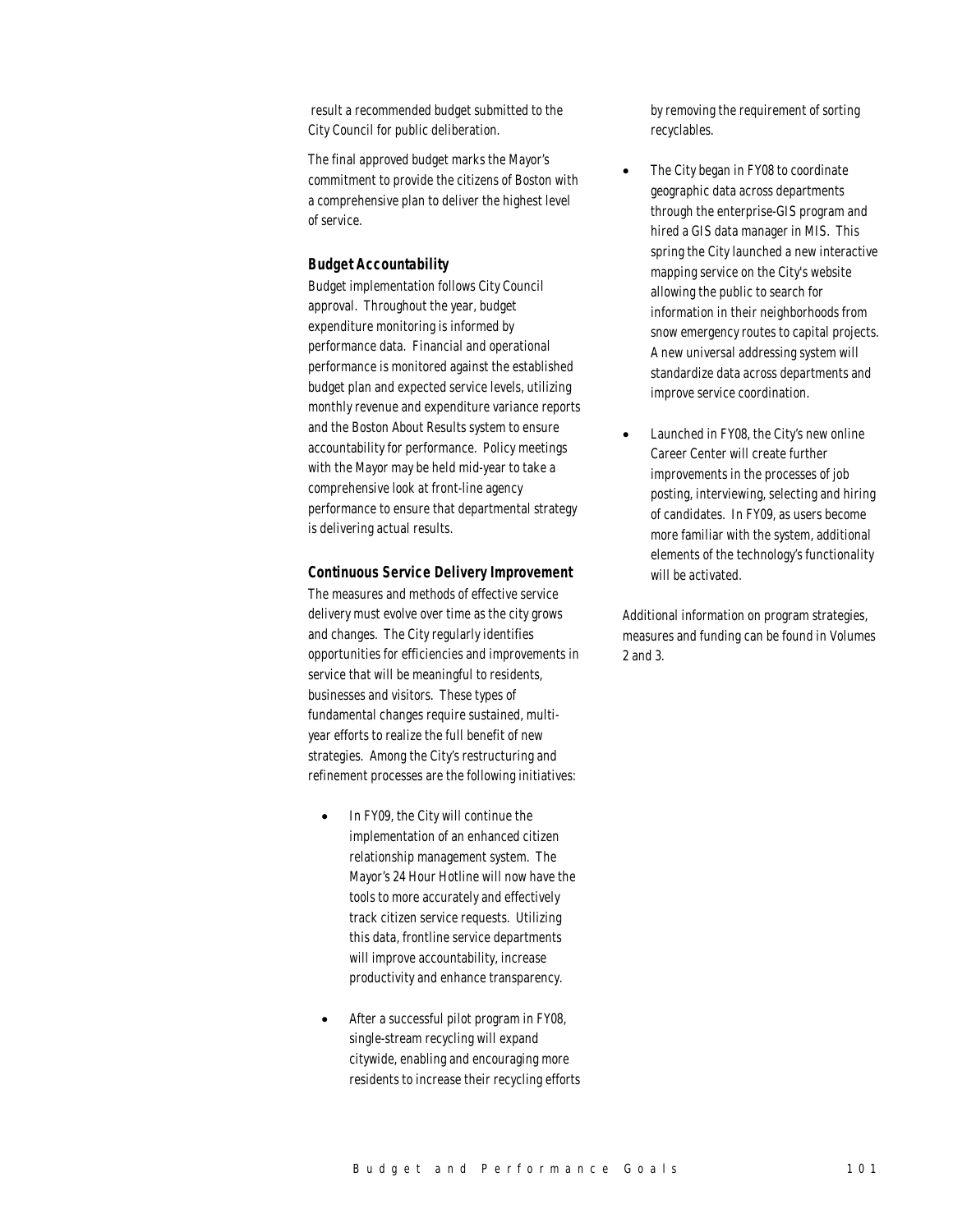result a recommended budget submitted to the City Council for public deliberation.

The final approved budget marks the Mayor's commitment to provide the citizens of Boston with a comprehensive plan to deliver the highest level of service.

### Budget Accountability

Budget implementation follows City Council approval. Throughout the year, budget expenditure monitoring is informed by performance data. Financial and operational performance is monitored against the established budget plan and expected service levels, utilizing monthly revenue and expenditure variance reports and the Boston About Results system to ensure accountability for performance. Policy meetings with the Mayor may be held mid-year to take a comprehensive look at front-line agency performance to ensure that departmental strategy is delivering actual results.

### Continuous Service Delivery Improvement

The measures and methods of effective service delivery must evolve over time as the city grows and changes. The City regularly identifies opportunities for efficiencies and improvements in service that will be meaningful to residents, businesses and visitors. These types of fundamental changes require sustained, multi-year efforts to realize the full benefit of new strategies. Among the City's restructuring and refinement processes are the following initiatives:

- In FY09, the City will continue the implementation of an enhanced citizen relationship management system. The Mayor's 24 Hour Hotline will now have the tools to more accurately and effectively track citizen service requests. Utilizing this data, frontline service departments will improve accountability, increase productivity and enhance transparency.

- After a successful pilot program in FY08, single-stream recycling will expand citywide, enabling and encouraging more residents to increase their recycling efforts by removing the requirement of sorting recyclables.

- The City began in FY08 to coordinate geographic data across departments through the enterprise-GIS program and hired a GIS data manager in MIS. This spring the City launched a new interactive mapping service on the City's website allowing the public to search for information in their neighborhoods from snow emergency routes to capital projects. A new universal addressing system will standardize data across departments and improve service coordination.

- Launched in FY08, the City's new online Career Center will create further improvements in the processes of job posting, interviewing, selecting and hiring of candidates. In FY09, as users become more familiar with the system, additional elements of the technology's functionality will be activated.

Additional information on program strategies, measures and funding can be found in Volumes 2 and 3.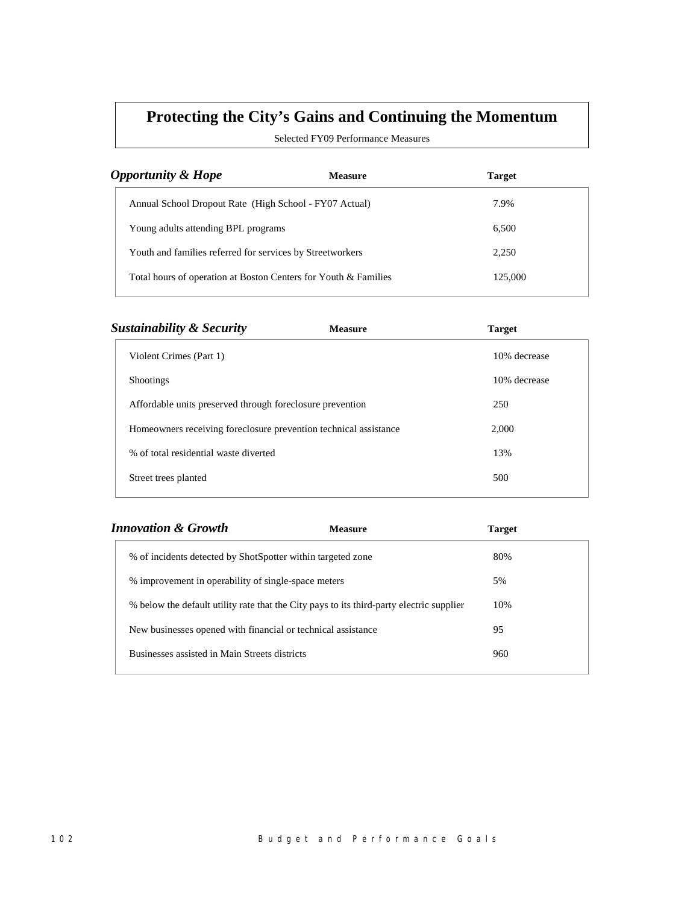# Protecting the City's Gains and Continuing the Momentum

Selected FY09 Performance Measures

| *Opportunity & Hope* Measure | Target |
|---|---|
| Annual School Dropout Rate (High School - FY07 Actual) | 7.9% |
| Young adults attending BPL programs | 6,500 |
| Youth and families referred for services by Streetworkers | 2,250 |
| Total hours of operation at Boston Centers for Youth & Families | 125,000 |

| *Sustainability & Security* Measure | Target |
|---|---|
| Violent Crimes (Part 1) | 10% decrease |
| Shootings | 10% decrease |
| Affordable units preserved through foreclosure prevention | 250 |
| Homeowners receiving foreclosure prevention technical assistance | 2,000 |
| % of total residential waste diverted | 13% |
| Street trees planted | 500 |

| *Innovation & Growth* Measure | Target |
|---|---|
| % of incidents detected by ShotSpotter within targeted zone | 80% |
| % improvement in operability of single-space meters | 5% |
| % below the default utility rate that the City pays to its third-party electric supplier | 10% |
| New businesses opened with financial or technical assistance | 95 |
| Businesses assisted in Main Streets districts | 960 |